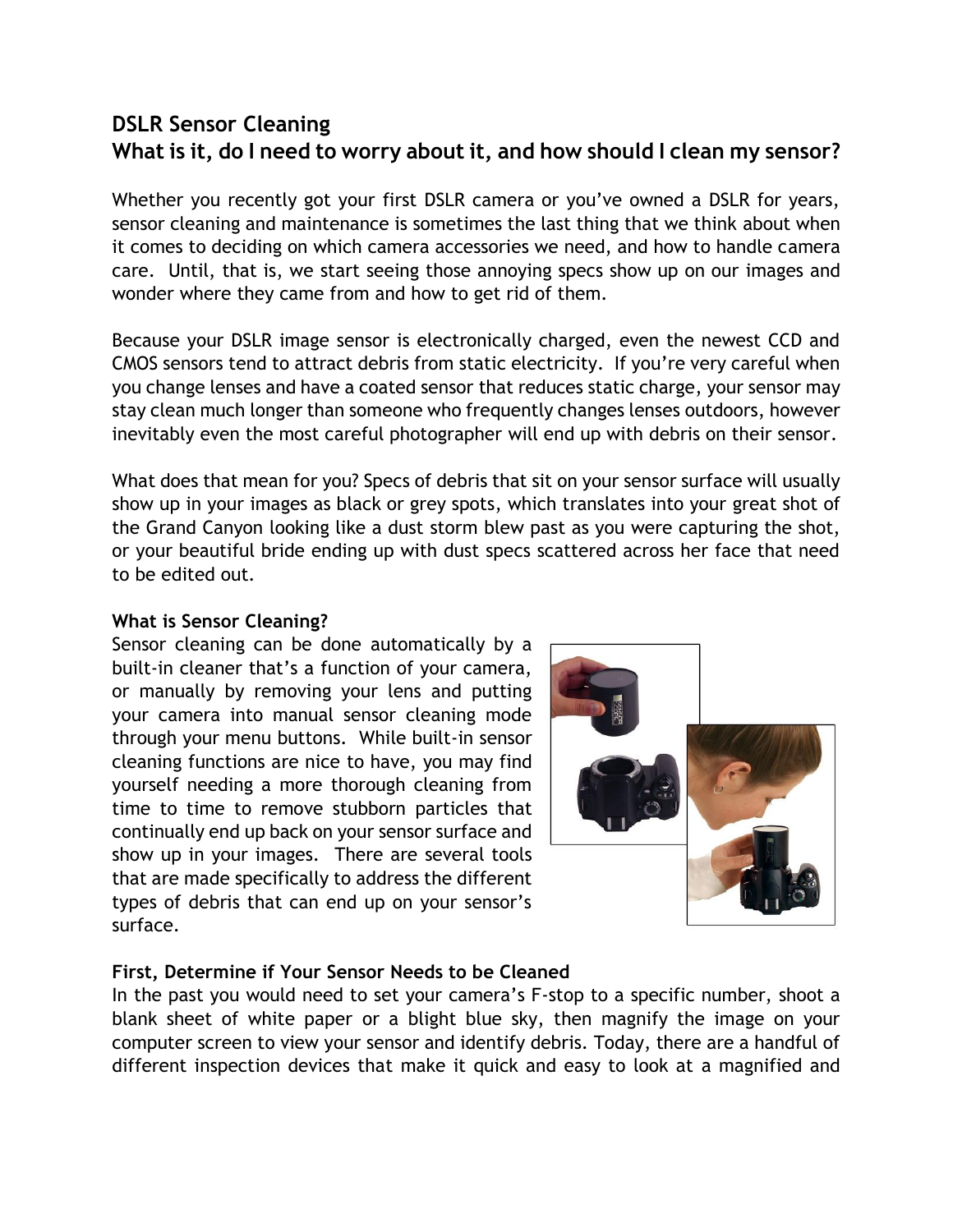# DSLR Sensor Cleaning

## What is it, do I need to worry about it, and how should I clean my sensor?

Whether you recently got your first DSLR camera or you've owned a DSLR for years, sensor cleaning and maintenance is sometimes the last thing that we think about when it comes to deciding on which camera accessories we need, and how to handle camera care. Until, that is, we start seeing those annoying specs show up on our images and wonder where they came from and how to get rid of them.

Because your DSLR image sensor is electronically charged, even the newest CCD and CMOS sensors tend to attract debris from static electricity. If you're very careful when you change lenses and have a coated sensor that reduces static charge, your sensor may stay clean much longer than someone who frequently changes lenses outdoors, however inevitably even the most careful photographer will end up with debris on their sensor.

What does that mean for you? Specs of debris that sit on your sensor surface will usually show up in your images as black or grey spots, which translates into your great shot of the Grand Canyon looking like a dust storm blew past as you were capturing the shot, or your beautiful bride ending up with dust specs scattered across her face that need to be edited out.

**What is Sensor Cleaning?**

Sensor cleaning can be done automatically by a built-in cleaner that's a function of your camera, or manually by removing your lens and putting your camera into manual sensor cleaning mode through your menu buttons. While built-in sensor cleaning functions are nice to have, you may find yourself needing a more thorough cleaning from time to time to remove stubborn particles that continually end up back on your sensor surface and show up in your images. There are several tools that are made specifically to address the different types of debris that can end up on your sensor's surface.

**First, Determine if Your Sensor Needs to be Cleaned**

In the past you would need to set your camera's F-stop to a specific number, shoot a blank sheet of white paper or a blight blue sky, then magnify the image on your computer screen to view your sensor and identify debris. Today, there are a handful of different inspection devices that make it quick and easy to look at a magnified and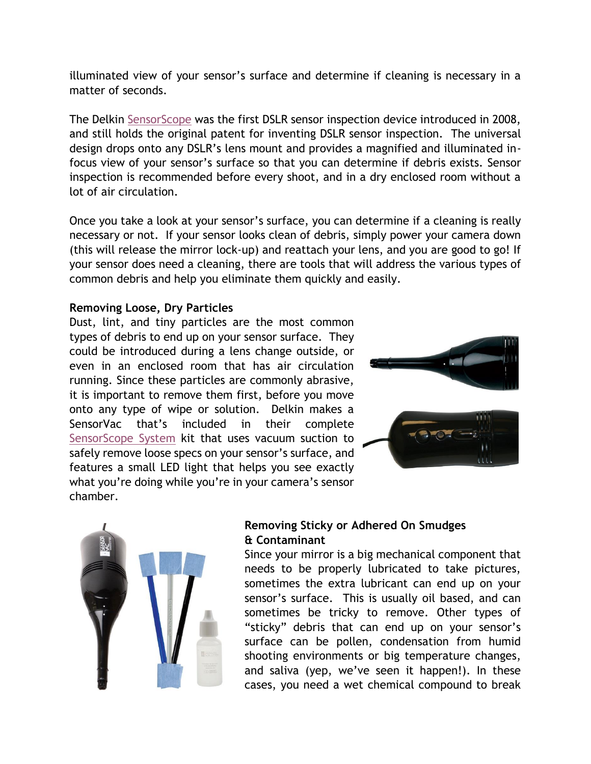illuminated view of your sensor's surface and determine if cleaning is necessary in a matter of seconds.

The Delkin SensorScope was the first DSLR sensor inspection device introduced in 2008, and still holds the original patent for inventing DSLR sensor inspection. The universal design drops onto any DSLR's lens mount and provides a magnified and illuminated in-focus view of your sensor's surface so that you can determine if debris exists. Sensor inspection is recommended before every shoot, and in a dry enclosed room without a lot of air circulation.

Once you take a look at your sensor's surface, you can determine if a cleaning is really necessary or not. If your sensor looks clean of debris, simply power your camera down (this will release the mirror lock-up) and reattach your lens, and you are good to go! If your sensor does need a cleaning, there are tools that will address the various types of common debris and help you eliminate them quickly and easily.

**Removing Loose, Dry Particles**

Dust, lint, and tiny particles are the most common types of debris to end up on your sensor surface. They could be introduced during a lens change outside, or even in an enclosed room that has air circulation running. Since these particles are commonly abrasive, it is important to remove them first, before you move onto any type of wipe or solution. Delkin makes a SensorVac that's included in their complete SensorScope System kit that uses vacuum suction to safely remove loose specs on your sensor's surface, and features a small LED light that helps you see exactly what you're doing while you're in your camera's sensor chamber.

**Removing Sticky or Adhered On Smudges & Contaminant**

Since your mirror is a big mechanical component that needs to be properly lubricated to take pictures, sometimes the extra lubricant can end up on your sensor's surface. This is usually oil based, and can sometimes be tricky to remove. Other types of "sticky" debris that can end up on your sensor's surface can be pollen, condensation from humid shooting environments or big temperature changes, and saliva (yep, we've seen it happen!). In these cases, you need a wet chemical compound to break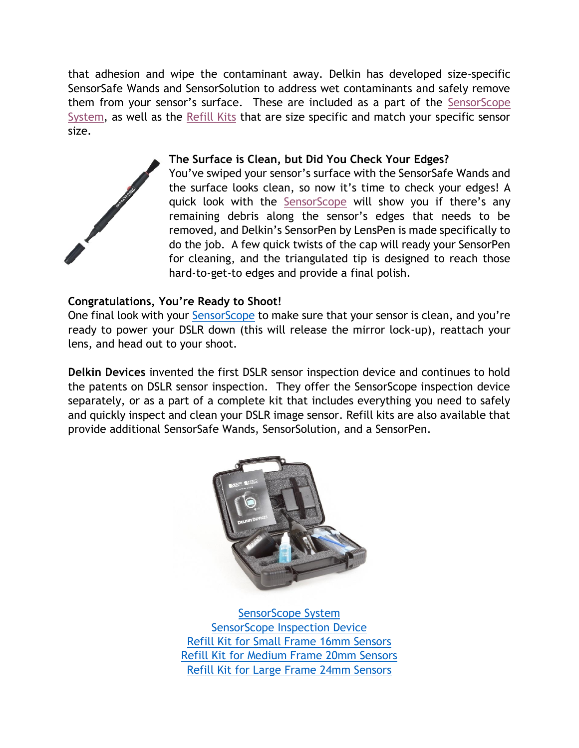that adhesion and wipe the contaminant away. Delkin has developed size-specific SensorSafe Wands and SensorSolution to address wet contaminants and safely remove them from your sensor's surface. These are included as a part of the SensorScope System, as well as the Refill Kits that are size specific and match your specific sensor size.

**The Surface is Clean, but Did You Check Your Edges?**

You've swiped your sensor's surface with the SensorSafe Wands and the surface looks clean, so now it's time to check your edges! A quick look with the SensorScope will show you if there's any remaining debris along the sensor's edges that needs to be removed, and Delkin's SensorPen by LensPen is made specifically to do the job. A few quick twists of the cap will ready your SensorPen for cleaning, and the triangulated tip is designed to reach those hard-to-get-to edges and provide a final polish.

**Congratulations, You're Ready to Shoot!**

One final look with your SensorScope to make sure that your sensor is clean, and you're ready to power your DSLR down (this will release the mirror lock-up), reattach your lens, and head out to your shoot.

**Delkin Devices** invented the first DSLR sensor inspection device and continues to hold the patents on DSLR sensor inspection. They offer the SensorScope inspection device separately, or as a part of a complete kit that includes everything you need to safely and quickly inspect and clean your DSLR image sensor. Refill kits are also available that provide additional SensorSafe Wands, SensorSolution, and a SensorPen.

SensorScope System
SensorScope Inspection Device
Refill Kit for Small Frame 16mm Sensors
Refill Kit for Medium Frame 20mm Sensors
Refill Kit for Large Frame 24mm Sensors